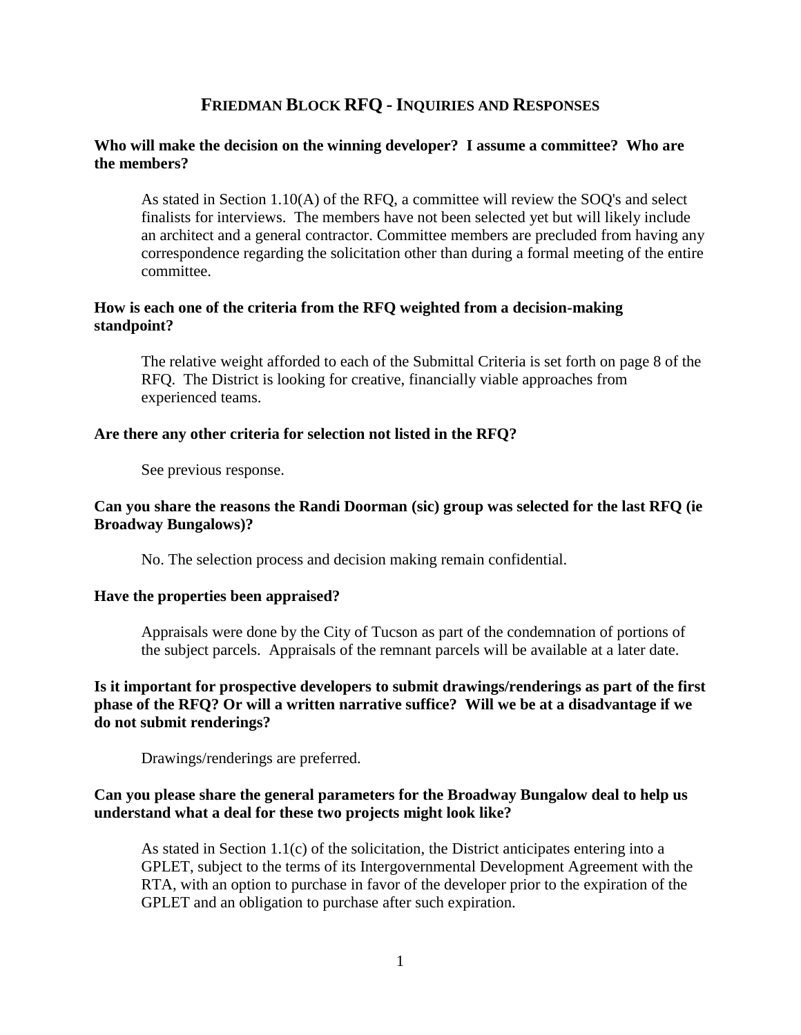# FRIEDMAN BLOCK RFQ - INQUIRIES AND RESPONSES

**Who will make the decision on the winning developer? I assume a committee? Who are the members?**

> As stated in Section 1.10(A) of the RFQ, a committee will review the SOQ's and select finalists for interviews. The members have not been selected yet but will likely include an architect and a general contractor. Committee members are precluded from having any correspondence regarding the solicitation other than during a formal meeting of the entire committee.

**How is each one of the criteria from the RFQ weighted from a decision-making standpoint?**

> The relative weight afforded to each of the Submittal Criteria is set forth on page 8 of the RFQ. The District is looking for creative, financially viable approaches from experienced teams.

**Are there any other criteria for selection not listed in the RFQ?**

> See previous response.

**Can you share the reasons the Randi Doorman (sic) group was selected for the last RFQ (ie Broadway Bungalows)?**

> No. The selection process and decision making remain confidential.

**Have the properties been appraised?**

> Appraisals were done by the City of Tucson as part of the condemnation of portions of the subject parcels. Appraisals of the remnant parcels will be available at a later date.

**Is it important for prospective developers to submit drawings/renderings as part of the first phase of the RFQ? Or will a written narrative suffice? Will we be at a disadvantage if we do not submit renderings?**

> Drawings/renderings are preferred.

**Can you please share the general parameters for the Broadway Bungalow deal to help us understand what a deal for these two projects might look like?**

> As stated in Section 1.1(c) of the solicitation, the District anticipates entering into a GPLET, subject to the terms of its Intergovernmental Development Agreement with the RTA, with an option to purchase in favor of the developer prior to the expiration of the GPLET and an obligation to purchase after such expiration.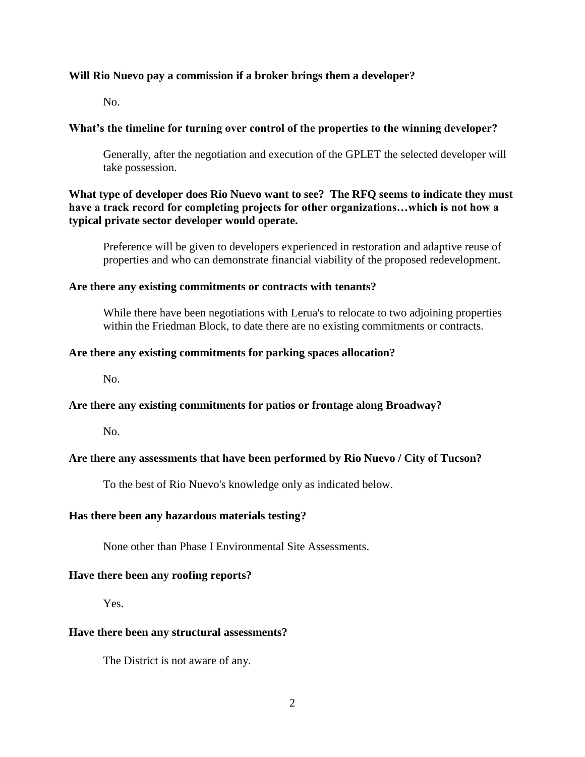**Will Rio Nuevo pay a commission if a broker brings them a developer?**

No.

**What's the timeline for turning over control of the properties to the winning developer?**

Generally, after the negotiation and execution of the GPLET the selected developer will take possession.

**What type of developer does Rio Nuevo want to see? The RFQ seems to indicate they must have a track record for completing projects for other organizations…which is not how a typical private sector developer would operate.**

Preference will be given to developers experienced in restoration and adaptive reuse of properties and who can demonstrate financial viability of the proposed redevelopment.

**Are there any existing commitments or contracts with tenants?**

While there have been negotiations with Lerua's to relocate to two adjoining properties within the Friedman Block, to date there are no existing commitments or contracts.

**Are there any existing commitments for parking spaces allocation?**

No.

**Are there any existing commitments for patios or frontage along Broadway?**

No.

**Are there any assessments that have been performed by Rio Nuevo / City of Tucson?**

To the best of Rio Nuevo's knowledge only as indicated below.

**Has there been any hazardous materials testing?**

None other than Phase I Environmental Site Assessments.

**Have there been any roofing reports?**

Yes.

**Have there been any structural assessments?**

The District is not aware of any.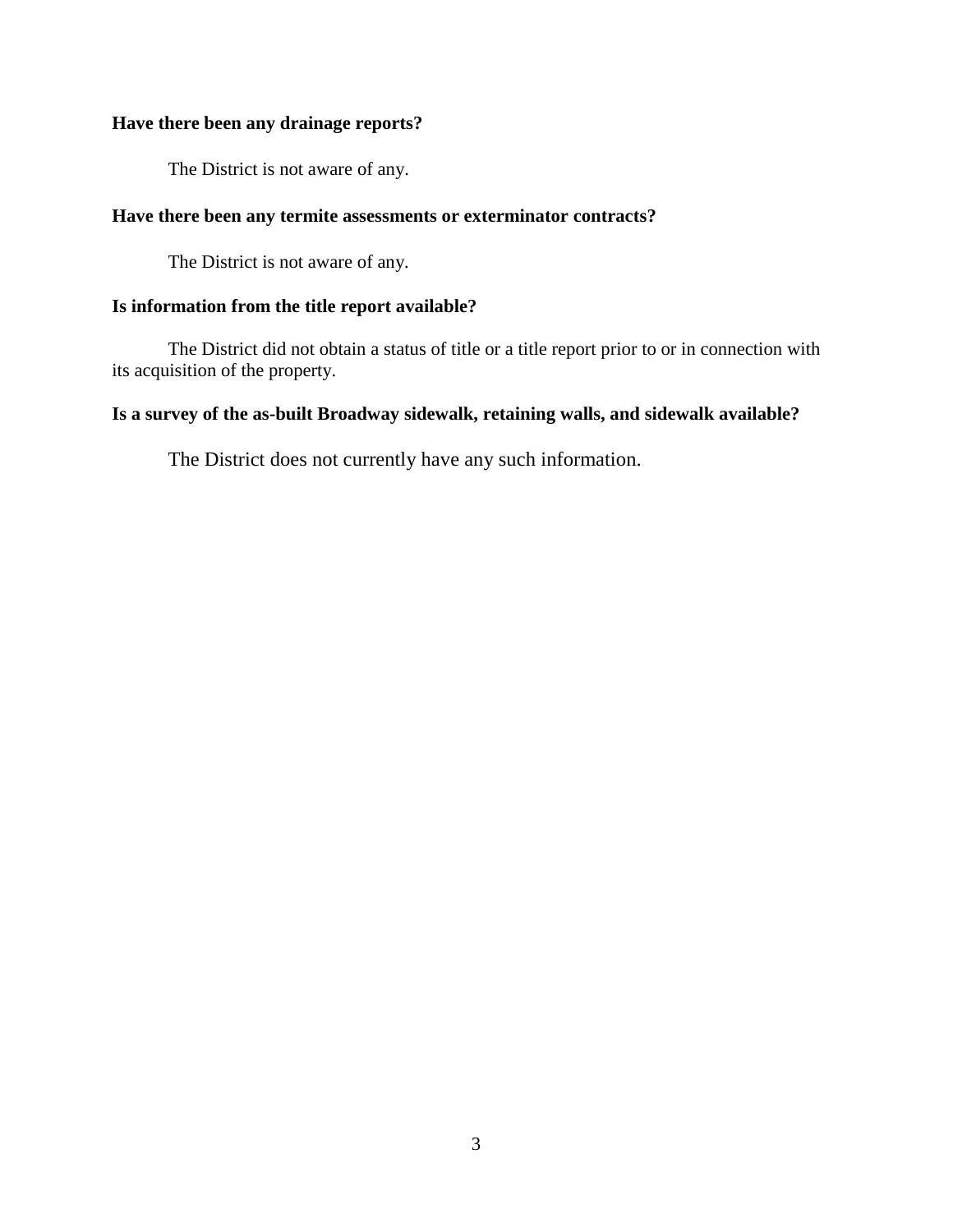**Have there been any drainage reports?**

The District is not aware of any.

**Have there been any termite assessments or exterminator contracts?**

The District is not aware of any.

**Is information from the title report available?**

The District did not obtain a status of title or a title report prior to or in connection with its acquisition of the property.

**Is a survey of the as-built Broadway sidewalk, retaining walls, and sidewalk available?**

The District does not currently have any such information.